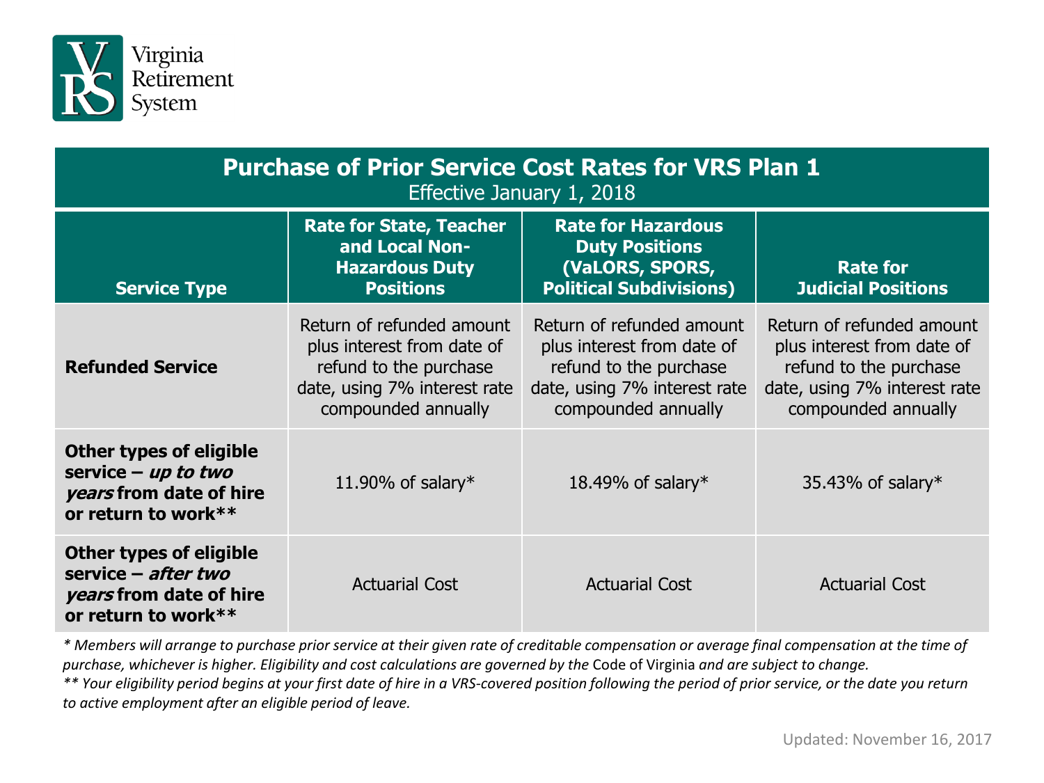Virginia Retirement System

# Purchase of Prior Service Cost Rates for VRS Plan 1

Effective January 1, 2018

| Service Type | Rate for State, Teacher and Local Non-Hazardous Duty Positions | Rate for Hazardous Duty Positions (VaLORS, SPORS, Political Subdivisions) | Rate for Judicial Positions |
|---|---|---|---|
| **Refunded Service** | Return of refunded amount plus interest from date of refund to the purchase date, using 7% interest rate compounded annually | Return of refunded amount plus interest from date of refund to the purchase date, using 7% interest rate compounded annually | Return of refunded amount plus interest from date of refund to the purchase date, using 7% interest rate compounded annually |
| **Other types of eligible service – *up to two years* from date of hire or return to work**** | 11.90% of salary* | 18.49% of salary* | 35.43% of salary* |
| **Other types of eligible service – *after two years* from date of hire or return to work**** | Actuarial Cost | Actuarial Cost | Actuarial Cost |

*\* Members will arrange to purchase prior service at their given rate of creditable compensation or average final compensation at the time of purchase, whichever is higher. Eligibility and cost calculations are governed by the* Code of Virginia *and are subject to change.*

*\*\* Your eligibility period begins at your first date of hire in a VRS-covered position following the period of prior service, or the date you return to active employment after an eligible period of leave.*

Updated: November 16, 2017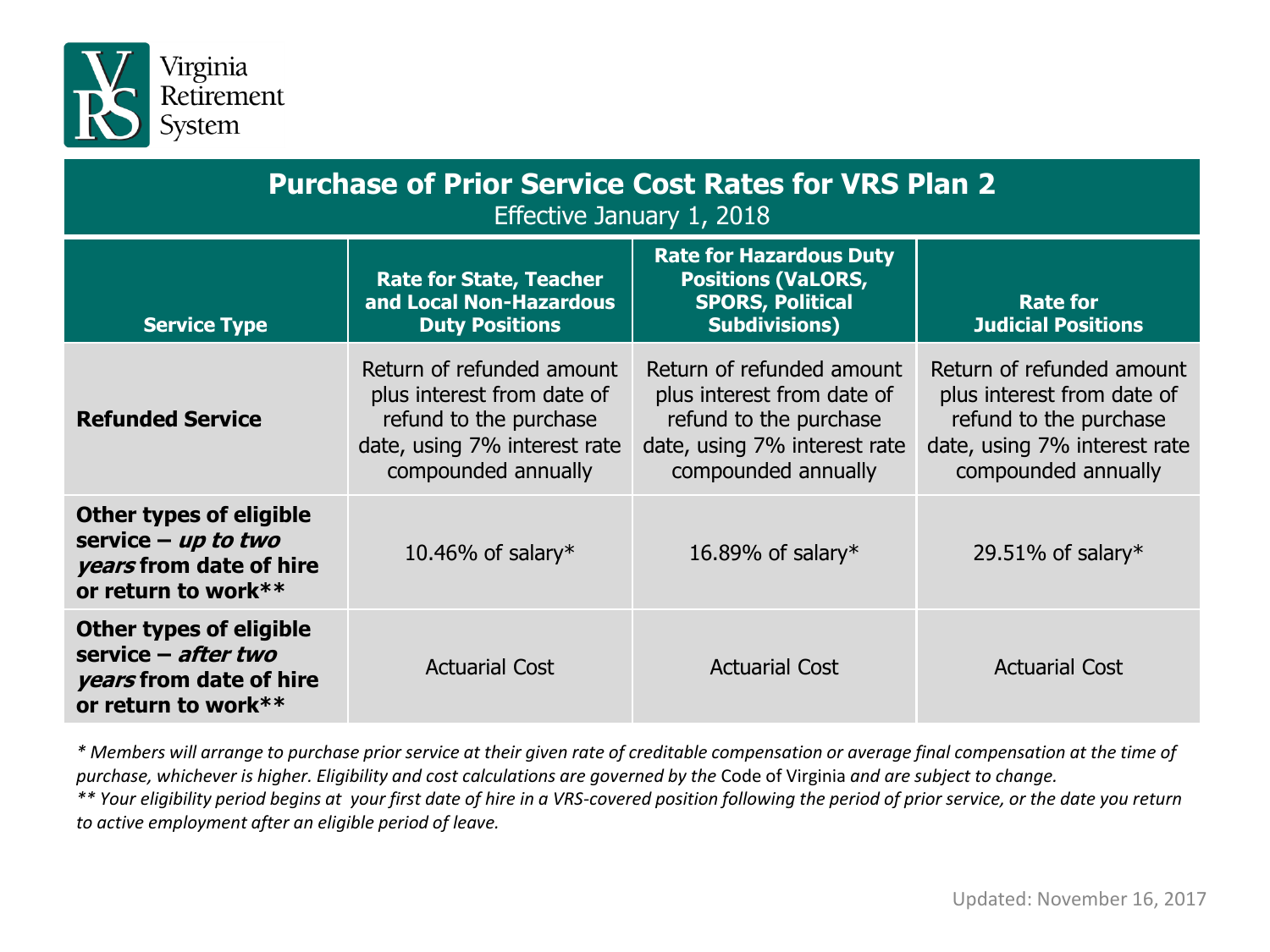Virginia Retirement System

# Purchase of Prior Service Cost Rates for VRS Plan 2

Effective January 1, 2018

| Service Type | Rate for State, Teacher and Local Non-Hazardous Duty Positions | Rate for Hazardous Duty Positions (VaLORS, SPORS, Political Subdivisions) | Rate for Judicial Positions |
|---|---|---|---|
| **Refunded Service** | Return of refunded amount plus interest from date of refund to the purchase date, using 7% interest rate compounded annually | Return of refunded amount plus interest from date of refund to the purchase date, using 7% interest rate compounded annually | Return of refunded amount plus interest from date of refund to the purchase date, using 7% interest rate compounded annually |
| **Other types of eligible service – *up to two years* from date of hire or return to work**** | 10.46% of salary* | 16.89% of salary* | 29.51% of salary* |
| **Other types of eligible service – *after two years* from date of hire or return to work**** | Actuarial Cost | Actuarial Cost | Actuarial Cost |

*\* Members will arrange to purchase prior service at their given rate of creditable compensation or average final compensation at the time of purchase, whichever is higher. Eligibility and cost calculations are governed by the* Code of Virginia *and are subject to change.*

*\*\* Your eligibility period begins at your first date of hire in a VRS-covered position following the period of prior service, or the date you return to active employment after an eligible period of leave.*

Updated: November 16, 2017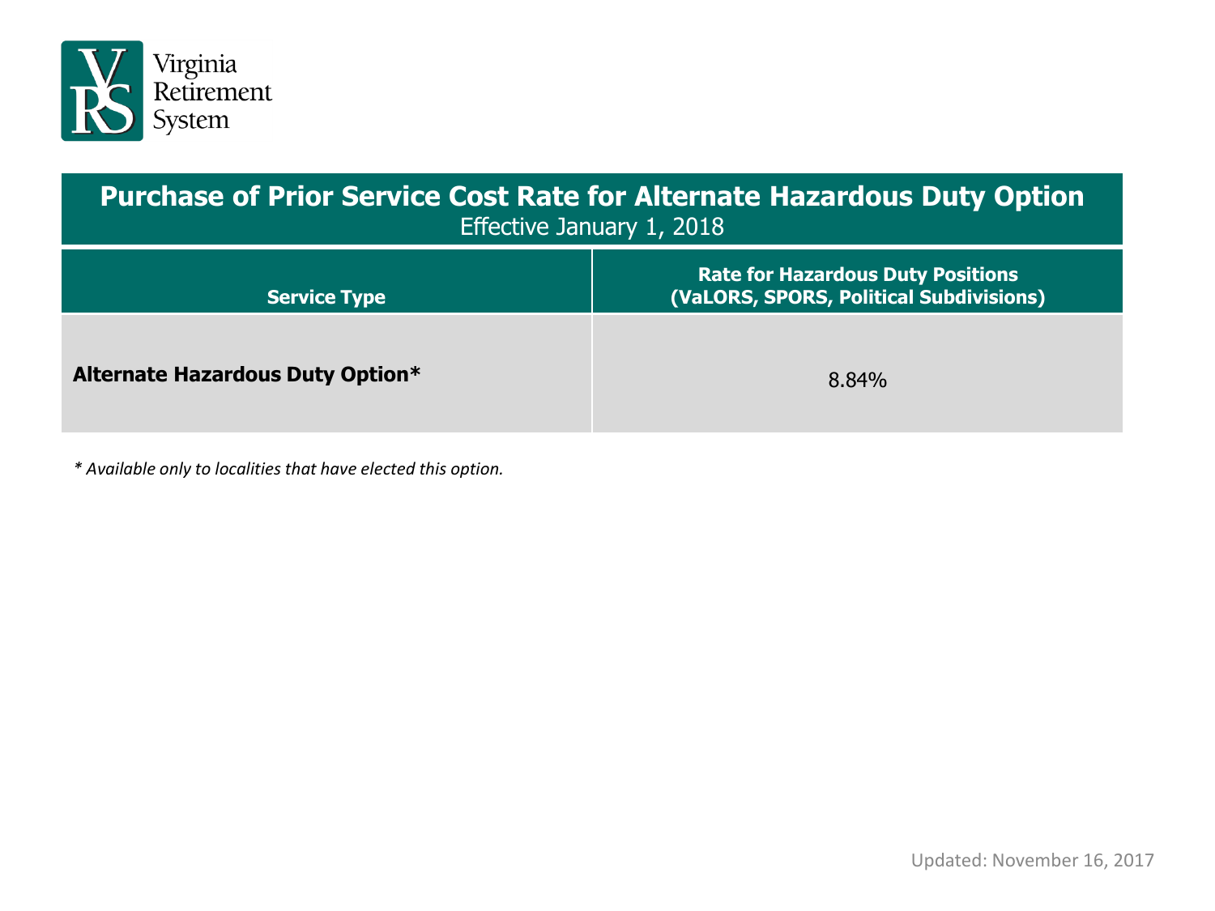Virginia Retirement System

# Purchase of Prior Service Cost Rate for Alternate Hazardous Duty Option

Effective January 1, 2018

| Service Type | Rate for Hazardous Duty Positions (VaLORS, SPORS, Political Subdivisions) |
|---|---|
| **Alternate Hazardous Duty Option*** | 8.84% |

*\* Available only to localities that have elected this option.*

Updated: November 16, 2017